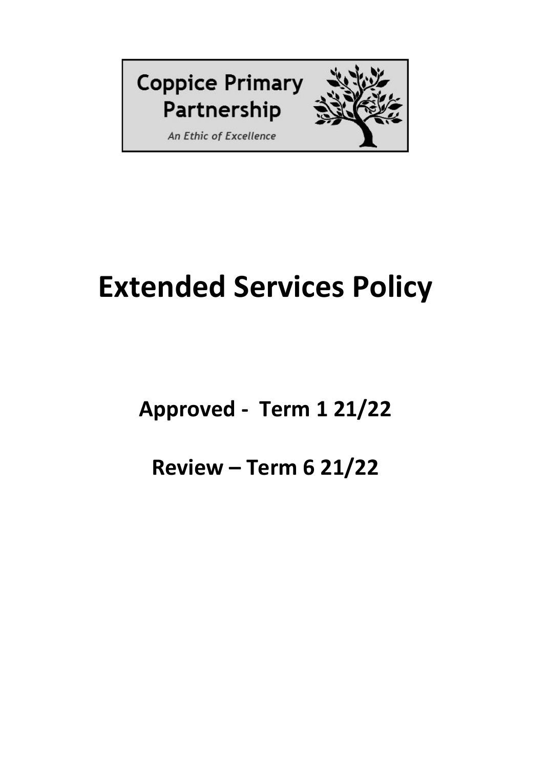Coppice Primary Partnership

*An Ethic of Excellence*

# Extended Services Policy

## Approved - Term 1 21/22

## Review – Term 6 21/22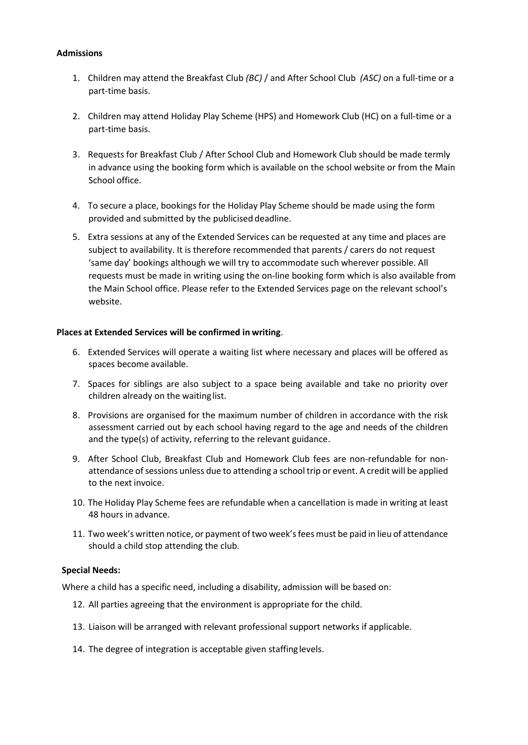**Admissions**

1. Children may attend the Breakfast Club *(BC)* / and After School Club *(ASC)* on a full-time or a part-time basis.

2. Children may attend Holiday Play Scheme (HPS) and Homework Club (HC) on a full-time or a part-time basis.

3. Requests for Breakfast Club / After School Club and Homework Club should be made termly in advance using the booking form which is available on the school website or from the Main School office.

4. To secure a place, bookings for the Holiday Play Scheme should be made using the form provided and submitted by the publicised deadline.

5. Extra sessions at any of the Extended Services can be requested at any time and places are subject to availability. It is therefore recommended that parents / carers do not request 'same day' bookings although we will try to accommodate such wherever possible. All requests must be made in writing using the on-line booking form which is also available from the Main School office. Please refer to the Extended Services page on the relevant school's website.

**Places at Extended Services will be confirmed in writing**.

6. Extended Services will operate a waiting list where necessary and places will be offered as spaces become available.

7. Spaces for siblings are also subject to a space being available and take no priority over children already on the waiting list.

8. Provisions are organised for the maximum number of children in accordance with the risk assessment carried out by each school having regard to the age and needs of the children and the type(s) of activity, referring to the relevant guidance.

9. After School Club, Breakfast Club and Homework Club fees are non-refundable for non-attendance of sessions unless due to attending a school trip or event. A credit will be applied to the next invoice.

10. The Holiday Play Scheme fees are refundable when a cancellation is made in writing at least 48 hours in advance.

11. Two week's written notice, or payment of two week's fees must be paid in lieu of attendance should a child stop attending the club.

**Special Needs:**

Where a child has a specific need, including a disability, admission will be based on:

12. All parties agreeing that the environment is appropriate for the child.

13. Liaison will be arranged with relevant professional support networks if applicable.

14. The degree of integration is acceptable given staffing levels.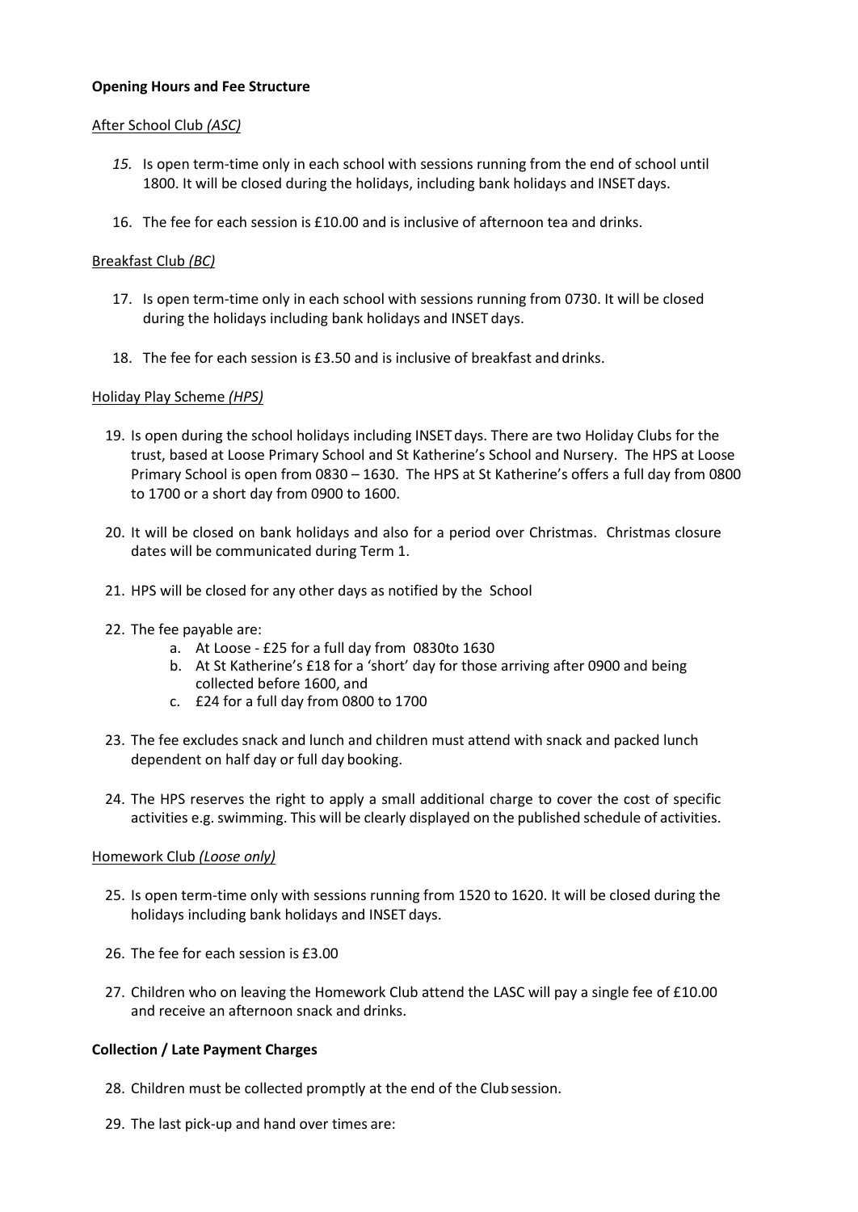**Opening Hours and Fee Structure**

After School Club *(ASC)*

15. Is open term-time only in each school with sessions running from the end of school until 1800. It will be closed during the holidays, including bank holidays and INSET days.

16. The fee for each session is £10.00 and is inclusive of afternoon tea and drinks.

Breakfast Club *(BC)*

17. Is open term-time only in each school with sessions running from 0730. It will be closed during the holidays including bank holidays and INSET days.

18. The fee for each session is £3.50 and is inclusive of breakfast and drinks.

Holiday Play Scheme *(HPS)*

19. Is open during the school holidays including INSET days. There are two Holiday Clubs for the trust, based at Loose Primary School and St Katherine's School and Nursery. The HPS at Loose Primary School is open from 0830 – 1630. The HPS at St Katherine's offers a full day from 0800 to 1700 or a short day from 0900 to 1600.

20. It will be closed on bank holidays and also for a period over Christmas. Christmas closure dates will be communicated during Term 1.

21. HPS will be closed for any other days as notified by the School

22. The fee payable are:
    a. At Loose - £25 for a full day from 0830to 1630
    b. At St Katherine's £18 for a 'short' day for those arriving after 0900 and being collected before 1600, and
    c. £24 for a full day from 0800 to 1700

23. The fee excludes snack and lunch and children must attend with snack and packed lunch dependent on half day or full day booking.

24. The HPS reserves the right to apply a small additional charge to cover the cost of specific activities e.g. swimming. This will be clearly displayed on the published schedule of activities.

Homework Club *(Loose only)*

25. Is open term-time only with sessions running from 1520 to 1620. It will be closed during the holidays including bank holidays and INSET days.

26. The fee for each session is £3.00

27. Children who on leaving the Homework Club attend the LASC will pay a single fee of £10.00 and receive an afternoon snack and drinks.

**Collection / Late Payment Charges**

28. Children must be collected promptly at the end of the Club session.

29. The last pick-up and hand over times are: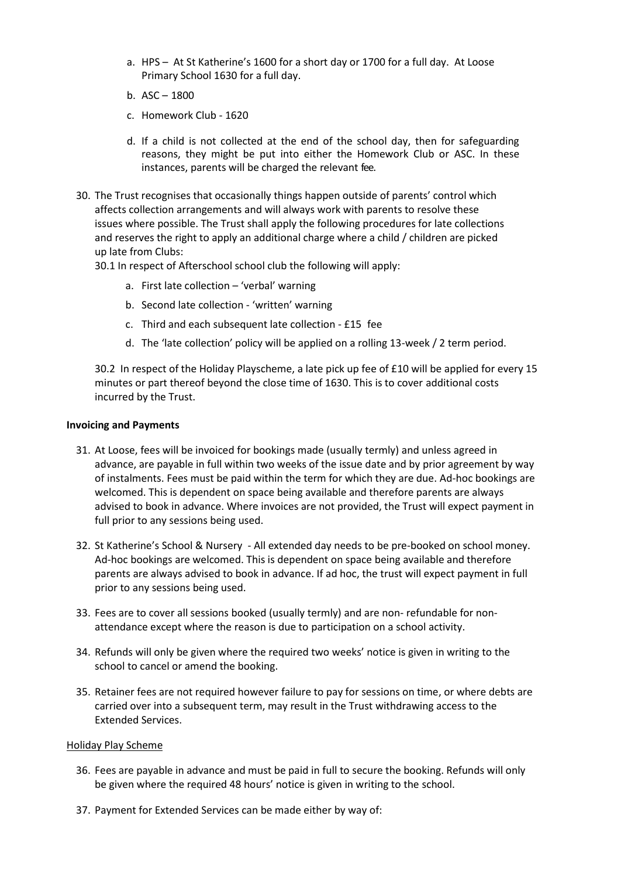a. HPS – At St Katherine's 1600 for a short day or 1700 for a full day. At Loose Primary School 1630 for a full day.

b. ASC – 1800

c. Homework Club - 1620

d. If a child is not collected at the end of the school day, then for safeguarding reasons, they might be put into either the Homework Club or ASC. In these instances, parents will be charged the relevant fee.

30. The Trust recognises that occasionally things happen outside of parents' control which affects collection arrangements and will always work with parents to resolve these issues where possible. The Trust shall apply the following procedures for late collections and reserves the right to apply an additional charge where a child / children are picked up late from Clubs:

    30.1 In respect of Afterschool school club the following will apply:

    a. First late collection – 'verbal' warning

    b. Second late collection - 'written' warning

    c. Third and each subsequent late collection - £15 fee

    d. The 'late collection' policy will be applied on a rolling 13-week / 2 term period.

    30.2 In respect of the Holiday Playscheme, a late pick up fee of £10 will be applied for every 15 minutes or part thereof beyond the close time of 1630. This is to cover additional costs incurred by the Trust.

**Invoicing and Payments**

31. At Loose, fees will be invoiced for bookings made (usually termly) and unless agreed in advance, are payable in full within two weeks of the issue date and by prior agreement by way of instalments. Fees must be paid within the term for which they are due. Ad-hoc bookings are welcomed. This is dependent on space being available and therefore parents are always advised to book in advance. Where invoices are not provided, the Trust will expect payment in full prior to any sessions being used.

32. St Katherine's School & Nursery - All extended day needs to be pre-booked on school money. Ad-hoc bookings are welcomed. This is dependent on space being available and therefore parents are always advised to book in advance. If ad hoc, the trust will expect payment in full prior to any sessions being used.

33. Fees are to cover all sessions booked (usually termly) and are non- refundable for non-attendance except where the reason is due to participation on a school activity.

34. Refunds will only be given where the required two weeks' notice is given in writing to the school to cancel or amend the booking.

35. Retainer fees are not required however failure to pay for sessions on time, or where debts are carried over into a subsequent term, may result in the Trust withdrawing access to the Extended Services.

Holiday Play Scheme

36. Fees are payable in advance and must be paid in full to secure the booking. Refunds will only be given where the required 48 hours' notice is given in writing to the school.

37. Payment for Extended Services can be made either by way of: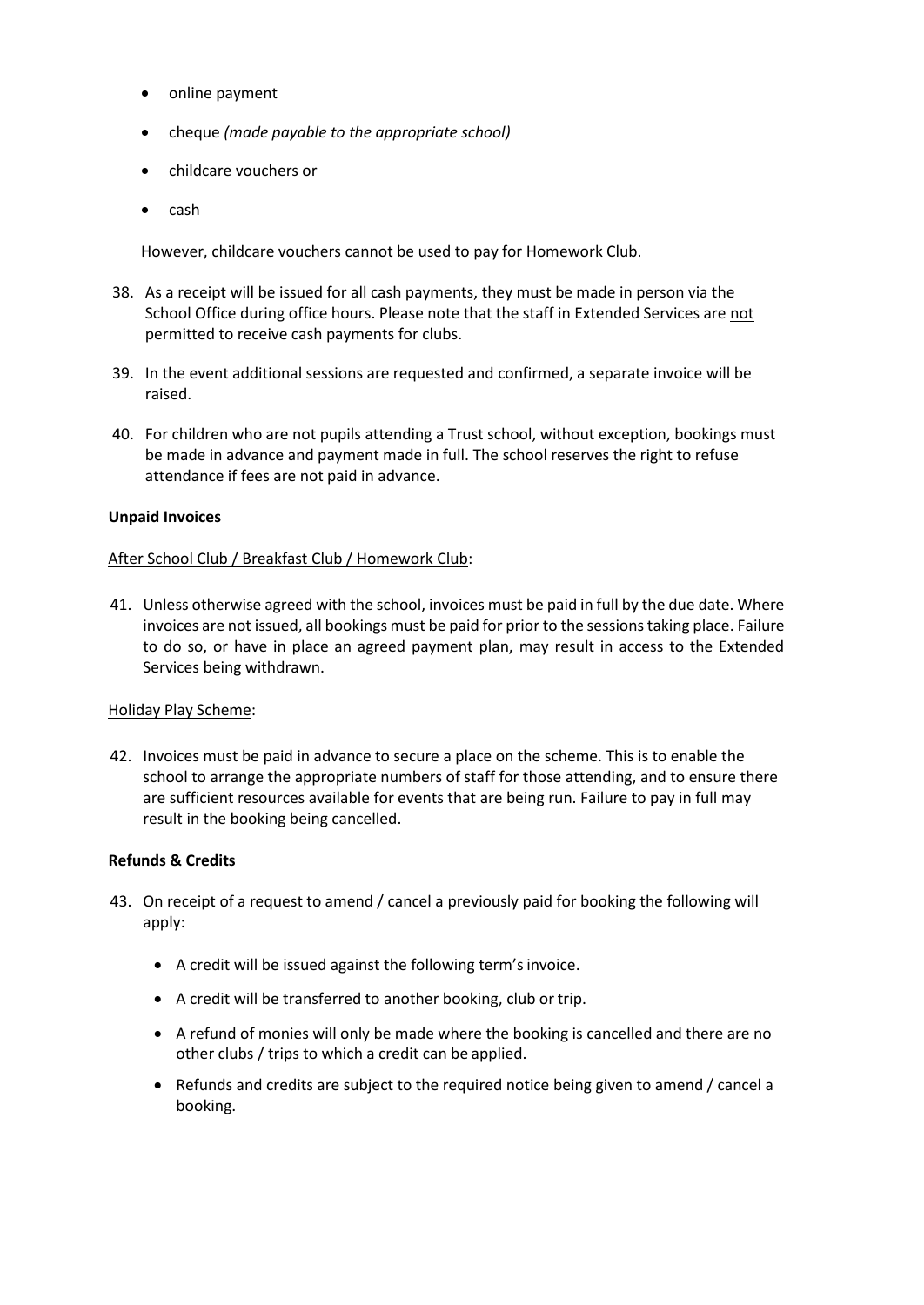- online payment
- cheque *(made payable to the appropriate school)*
- childcare vouchers or
- cash

However, childcare vouchers cannot be used to pay for Homework Club.

38. As a receipt will be issued for all cash payments, they must be made in person via the School Office during office hours. Please note that the staff in Extended Services are <u>not</u> permitted to receive cash payments for clubs.

39. In the event additional sessions are requested and confirmed, a separate invoice will be raised.

40. For children who are not pupils attending a Trust school, without exception, bookings must be made in advance and payment made in full. The school reserves the right to refuse attendance if fees are not paid in advance.

**Unpaid Invoices**

<u>After School Club / Breakfast Club / Homework Club</u>:

41. Unless otherwise agreed with the school, invoices must be paid in full by the due date. Where invoices are not issued, all bookings must be paid for prior to the sessions taking place. Failure to do so, or have in place an agreed payment plan, may result in access to the Extended Services being withdrawn.

<u>Holiday Play Scheme</u>:

42. Invoices must be paid in advance to secure a place on the scheme. This is to enable the school to arrange the appropriate numbers of staff for those attending, and to ensure there are sufficient resources available for events that are being run. Failure to pay in full may result in the booking being cancelled.

**Refunds & Credits**

43. On receipt of a request to amend / cancel a previously paid for booking the following will apply:

    - A credit will be issued against the following term's invoice.
    - A credit will be transferred to another booking, club or trip.
    - A refund of monies will only be made where the booking is cancelled and there are no other clubs / trips to which a credit can be applied.
    - Refunds and credits are subject to the required notice being given to amend / cancel a booking.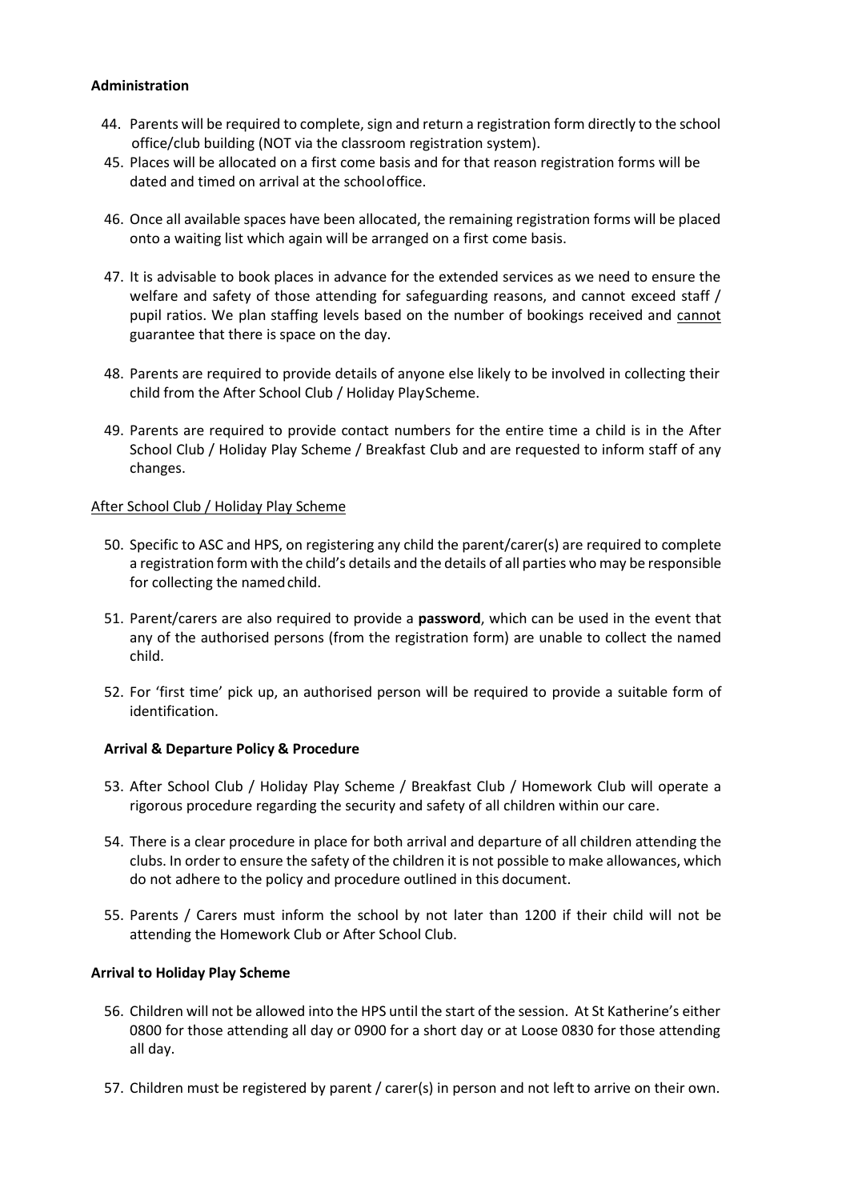**Administration**

44. Parents will be required to complete, sign and return a registration form directly to the school office/club building (NOT via the classroom registration system).
45. Places will be allocated on a first come basis and for that reason registration forms will be dated and timed on arrival at the school office.
46. Once all available spaces have been allocated, the remaining registration forms will be placed onto a waiting list which again will be arranged on a first come basis.
47. It is advisable to book places in advance for the extended services as we need to ensure the welfare and safety of those attending for safeguarding reasons, and cannot exceed staff / pupil ratios. We plan staffing levels based on the number of bookings received and <u>cannot</u> guarantee that there is space on the day.
48. Parents are required to provide details of anyone else likely to be involved in collecting their child from the After School Club / Holiday Play Scheme.
49. Parents are required to provide contact numbers for the entire time a child is in the After School Club / Holiday Play Scheme / Breakfast Club and are requested to inform staff of any changes.

<u>After School Club / Holiday Play Scheme</u>

50. Specific to ASC and HPS, on registering any child the parent/carer(s) are required to complete a registration form with the child's details and the details of all parties who may be responsible for collecting the named child.
51. Parent/carers are also required to provide a **password**, which can be used in the event that any of the authorised persons (from the registration form) are unable to collect the named child.
52. For 'first time' pick up, an authorised person will be required to provide a suitable form of identification.

**Arrival & Departure Policy & Procedure**

53. After School Club / Holiday Play Scheme / Breakfast Club / Homework Club will operate a rigorous procedure regarding the security and safety of all children within our care.
54. There is a clear procedure in place for both arrival and departure of all children attending the clubs. In order to ensure the safety of the children it is not possible to make allowances, which do not adhere to the policy and procedure outlined in this document.
55. Parents / Carers must inform the school by not later than 1200 if their child will not be attending the Homework Club or After School Club.

**Arrival to Holiday Play Scheme**

56. Children will not be allowed into the HPS until the start of the session. At St Katherine's either 0800 for those attending all day or 0900 for a short day or at Loose 0830 for those attending all day.
57. Children must be registered by parent / carer(s) in person and not left to arrive on their own.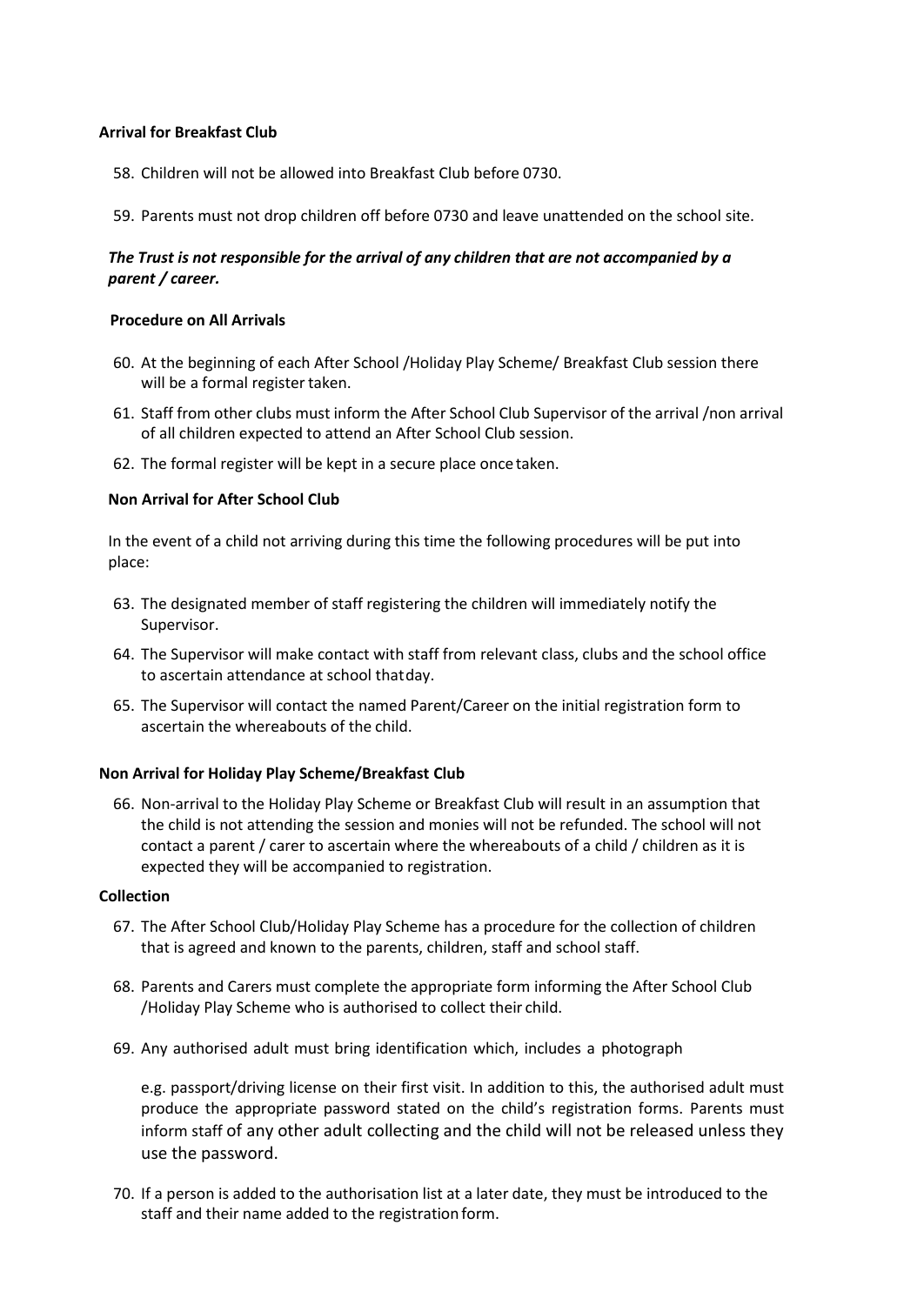**Arrival for Breakfast Club**

58. Children will not be allowed into Breakfast Club before 0730.

59. Parents must not drop children off before 0730 and leave unattended on the school site.

***The Trust is not responsible for the arrival of any children that are not accompanied by a parent / career.***

**Procedure on All Arrivals**

60. At the beginning of each After School /Holiday Play Scheme/ Breakfast Club session there will be a formal register taken.
61. Staff from other clubs must inform the After School Club Supervisor of the arrival /non arrival of all children expected to attend an After School Club session.
62. The formal register will be kept in a secure place once taken.

**Non Arrival for After School Club**

In the event of a child not arriving during this time the following procedures will be put into place:

63. The designated member of staff registering the children will immediately notify the Supervisor.
64. The Supervisor will make contact with staff from relevant class, clubs and the school office to ascertain attendance at school thatday.
65. The Supervisor will contact the named Parent/Career on the initial registration form to ascertain the whereabouts of the child.

**Non Arrival for Holiday Play Scheme/Breakfast Club**

66. Non-arrival to the Holiday Play Scheme or Breakfast Club will result in an assumption that the child is not attending the session and monies will not be refunded. The school will not contact a parent / carer to ascertain where the whereabouts of a child / children as it is expected they will be accompanied to registration.

**Collection**

67. The After School Club/Holiday Play Scheme has a procedure for the collection of children that is agreed and known to the parents, children, staff and school staff.

68. Parents and Carers must complete the appropriate form informing the After School Club /Holiday Play Scheme who is authorised to collect their child.

69. Any authorised adult must bring identification which, includes a photograph

    e.g. passport/driving license on their first visit. In addition to this, the authorised adult must produce the appropriate password stated on the child's registration forms. Parents must inform staff of any other adult collecting and the child will not be released unless they use the password.

70. If a person is added to the authorisation list at a later date, they must be introduced to the staff and their name added to the registration form.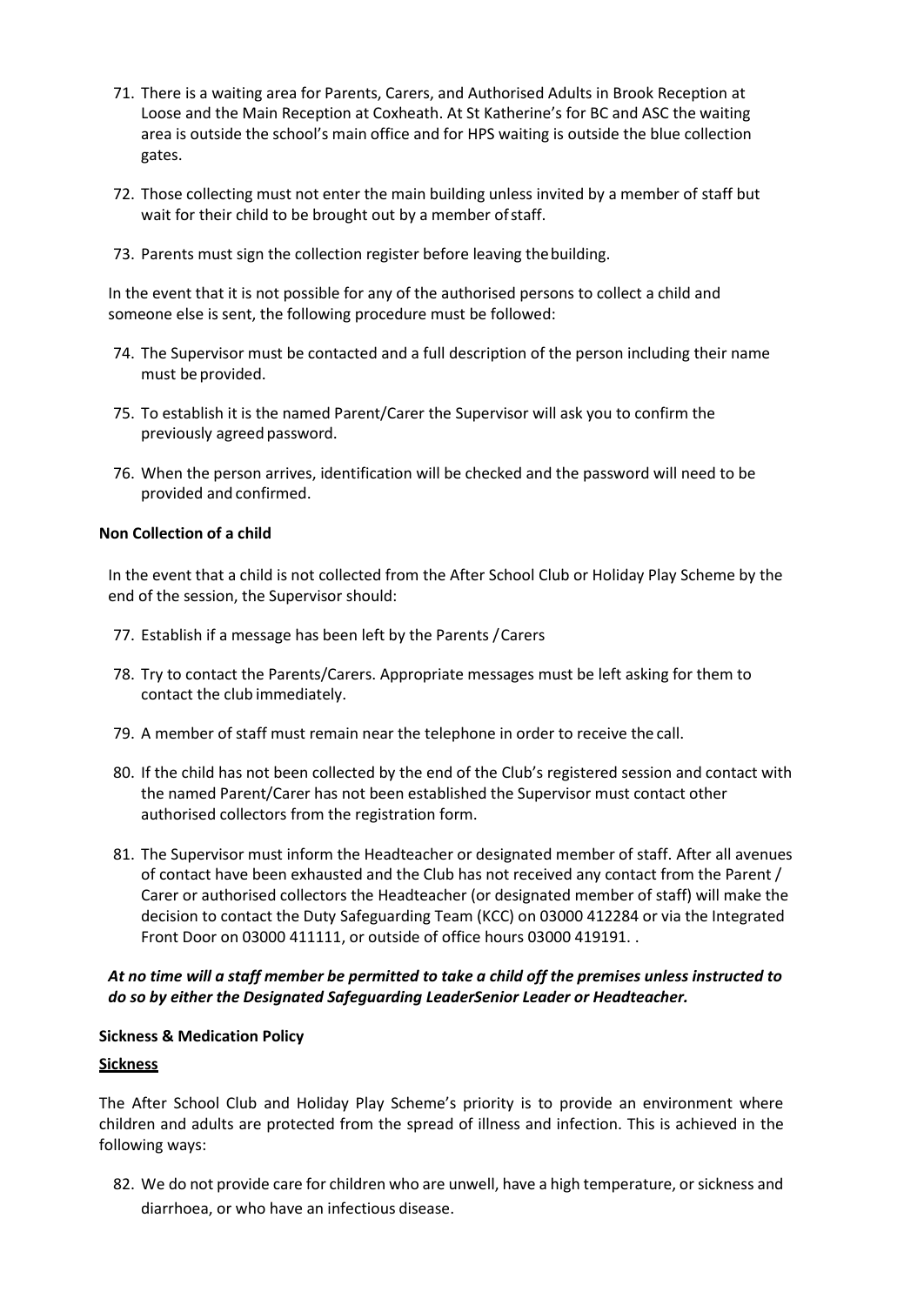71. There is a waiting area for Parents, Carers, and Authorised Adults in Brook Reception at Loose and the Main Reception at Coxheath. At St Katherine's for BC and ASC the waiting area is outside the school's main office and for HPS waiting is outside the blue collection gates.

72. Those collecting must not enter the main building unless invited by a member of staff but wait for their child to be brought out by a member of staff.

73. Parents must sign the collection register before leaving the building.

In the event that it is not possible for any of the authorised persons to collect a child and someone else is sent, the following procedure must be followed:

74. The Supervisor must be contacted and a full description of the person including their name must be provided.

75. To establish it is the named Parent/Carer the Supervisor will ask you to confirm the previously agreed password.

76. When the person arrives, identification will be checked and the password will need to be provided and confirmed.

**Non Collection of a child**

In the event that a child is not collected from the After School Club or Holiday Play Scheme by the end of the session, the Supervisor should:

77. Establish if a message has been left by the Parents / Carers

78. Try to contact the Parents/Carers. Appropriate messages must be left asking for them to contact the club immediately.

79. A member of staff must remain near the telephone in order to receive the call.

80. If the child has not been collected by the end of the Club's registered session and contact with the named Parent/Carer has not been established the Supervisor must contact other authorised collectors from the registration form.

81. The Supervisor must inform the Headteacher or designated member of staff. After all avenues of contact have been exhausted and the Club has not received any contact from the Parent / Carer or authorised collectors the Headteacher (or designated member of staff) will make the decision to contact the Duty Safeguarding Team (KCC) on 03000 412284 or via the Integrated Front Door on 03000 411111, or outside of office hours 03000 419191. .

***At no time will a staff member be permitted to take a child off the premises unless instructed to do so by either the Designated Safeguarding LeaderSenior Leader or Headteacher.***

**Sickness & Medication Policy**

**<u>Sickness</u>**

The After School Club and Holiday Play Scheme's priority is to provide an environment where children and adults are protected from the spread of illness and infection. This is achieved in the following ways:

82. We do not provide care for children who are unwell, have a high temperature, or sickness and diarrhoea, or who have an infectious disease.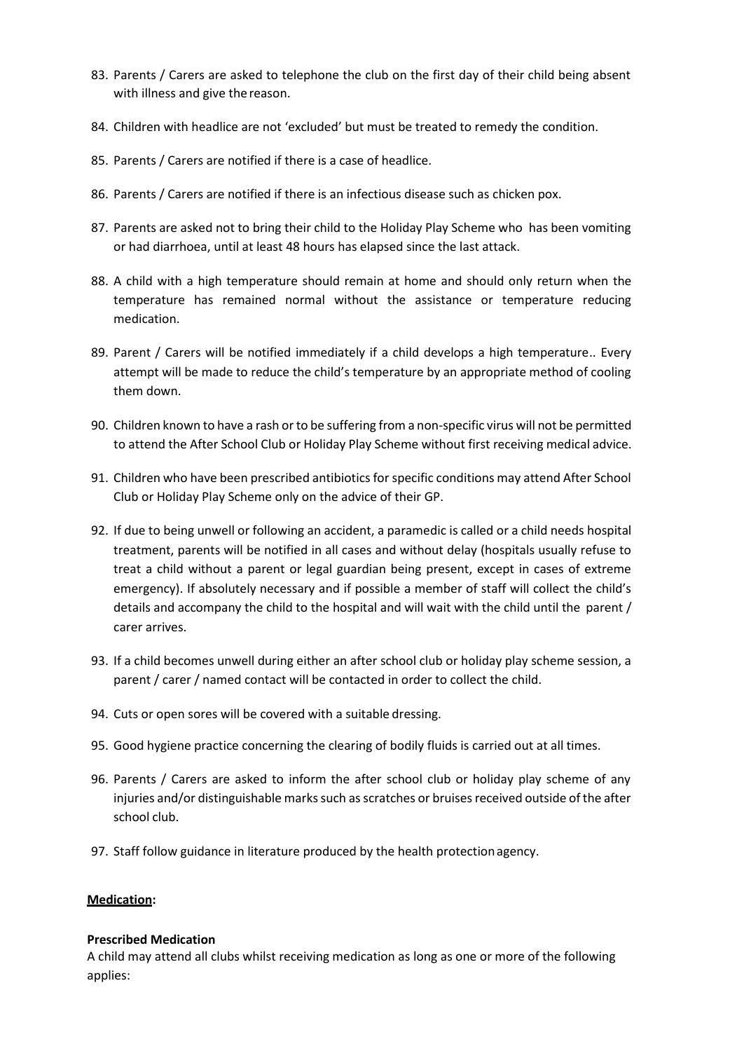83. Parents / Carers are asked to telephone the club on the first day of their child being absent with illness and give the reason.

84. Children with headlice are not 'excluded' but must be treated to remedy the condition.

85. Parents / Carers are notified if there is a case of headlice.

86. Parents / Carers are notified if there is an infectious disease such as chicken pox.

87. Parents are asked not to bring their child to the Holiday Play Scheme who has been vomiting or had diarrhoea, until at least 48 hours has elapsed since the last attack.

88. A child with a high temperature should remain at home and should only return when the temperature has remained normal without the assistance or temperature reducing medication.

89. Parent / Carers will be notified immediately if a child develops a high temperature.. Every attempt will be made to reduce the child's temperature by an appropriate method of cooling them down.

90. Children known to have a rash or to be suffering from a non-specific virus will not be permitted to attend the After School Club or Holiday Play Scheme without first receiving medical advice.

91. Children who have been prescribed antibiotics for specific conditions may attend After School Club or Holiday Play Scheme only on the advice of their GP.

92. If due to being unwell or following an accident, a paramedic is called or a child needs hospital treatment, parents will be notified in all cases and without delay (hospitals usually refuse to treat a child without a parent or legal guardian being present, except in cases of extreme emergency). If absolutely necessary and if possible a member of staff will collect the child's details and accompany the child to the hospital and will wait with the child until the parent / carer arrives.

93. If a child becomes unwell during either an after school club or holiday play scheme session, a parent / carer / named contact will be contacted in order to collect the child.

94. Cuts or open sores will be covered with a suitable dressing.

95. Good hygiene practice concerning the clearing of bodily fluids is carried out at all times.

96. Parents / Carers are asked to inform the after school club or holiday play scheme of any injuries and/or distinguishable marks such as scratches or bruises received outside of the after school club.

97. Staff follow guidance in literature produced by the health protection agency.

**<u>Medication</u>:**

**Prescribed Medication**

A child may attend all clubs whilst receiving medication as long as one or more of the following applies: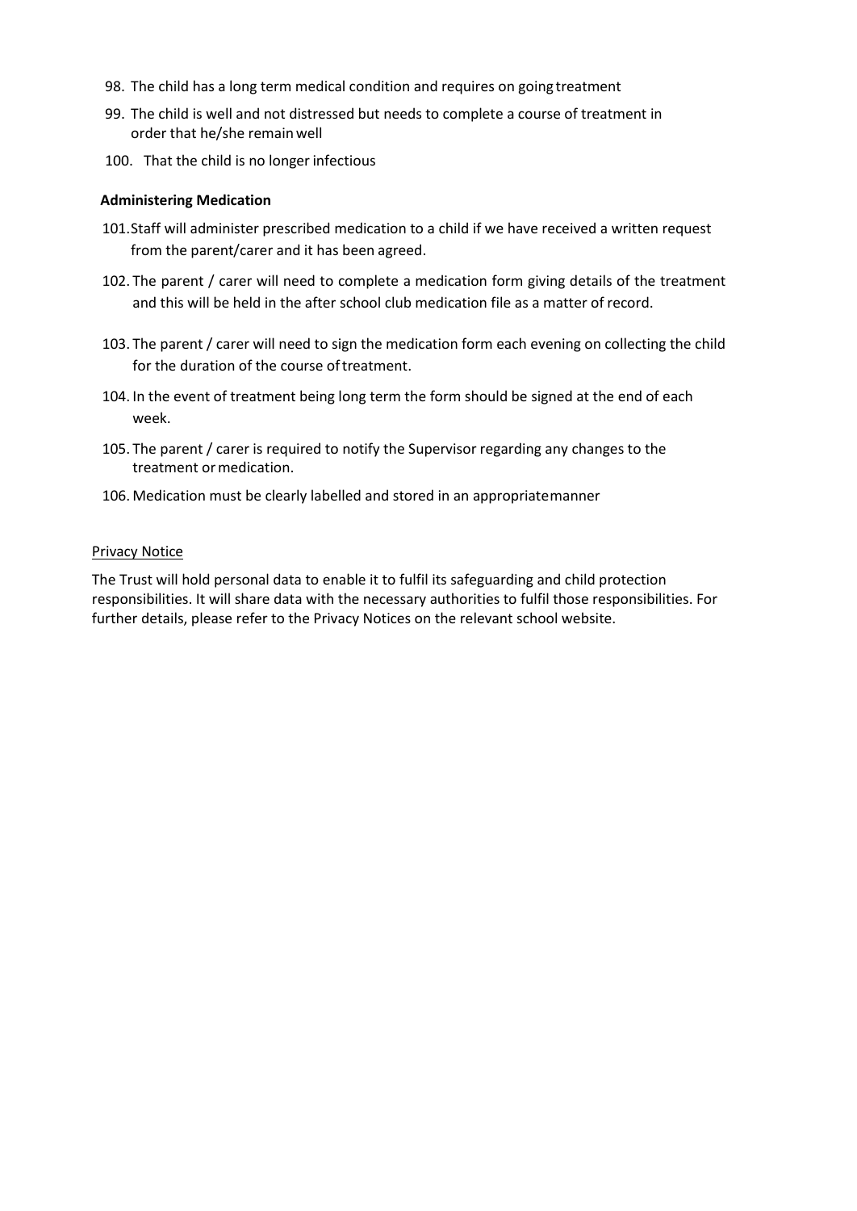98. The child has a long term medical condition and requires on going treatment
99. The child is well and not distressed but needs to complete a course of treatment in order that he/she remain well
100. That the child is no longer infectious

**Administering Medication**

101. Staff will administer prescribed medication to a child if we have received a written request from the parent/carer and it has been agreed.
102. The parent / carer will need to complete a medication form giving details of the treatment and this will be held in the after school club medication file as a matter of record.
103. The parent / carer will need to sign the medication form each evening on collecting the child for the duration of the course of treatment.
104. In the event of treatment being long term the form should be signed at the end of each week.
105. The parent / carer is required to notify the Supervisor regarding any changes to the treatment or medication.
106. Medication must be clearly labelled and stored in an appropriate manner

<u>Privacy Notice</u>

The Trust will hold personal data to enable it to fulfil its safeguarding and child protection responsibilities. It will share data with the necessary authorities to fulfil those responsibilities. For further details, please refer to the Privacy Notices on the relevant school website.